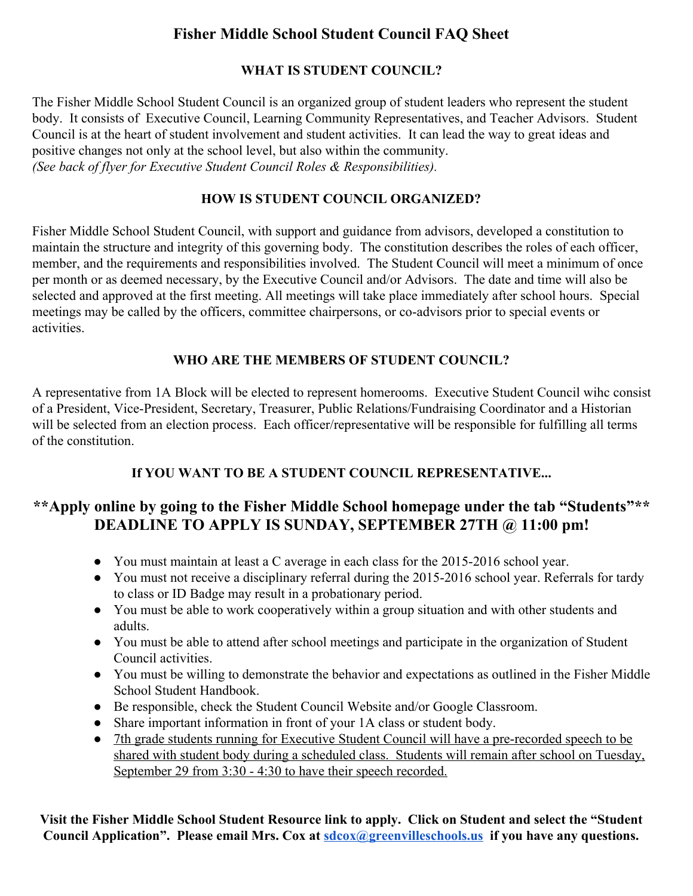# Fisher Middle School Student Council FAQ Sheet

## WHAT IS STUDENT COUNCIL?

The Fisher Middle School Student Council is an organized group of student leaders who represent the student body. It consists of Executive Council, Learning Community Representatives, and Teacher Advisors. Student Council is at the heart of student involvement and student activities. It can lead the way to great ideas and positive changes not only at the school level, but also within the community.
*(See back of flyer for Executive Student Council Roles & Responsibilities).*

## HOW IS STUDENT COUNCIL ORGANIZED?

Fisher Middle School Student Council, with support and guidance from advisors, developed a constitution to maintain the structure and integrity of this governing body. The constitution describes the roles of each officer, member, and the requirements and responsibilities involved. The Student Council will meet a minimum of once per month or as deemed necessary, by the Executive Council and/or Advisors. The date and time will also be selected and approved at the first meeting. All meetings will take place immediately after school hours. Special meetings may be called by the officers, committee chairpersons, or co-advisors prior to special events or activities.

## WHO ARE THE MEMBERS OF STUDENT COUNCIL?

A representative from 1A Block will be elected to represent homerooms. Executive Student Council wihc consist of a President, Vice-President, Secretary, Treasurer, Public Relations/Fundraising Coordinator and a Historian will be selected from an election process. Each officer/representative will be responsible for fulfilling all terms of the constitution.

## If YOU WANT TO BE A STUDENT COUNCIL REPRESENTATIVE...

## **Apply online by going to the Fisher Middle School homepage under the tab "Students"** DEADLINE TO APPLY IS SUNDAY, SEPTEMBER 27TH @ 11:00 pm!

- You must maintain at least a C average in each class for the 2015-2016 school year.
- You must not receive a disciplinary referral during the 2015-2016 school year. Referrals for tardy to class or ID Badge may result in a probationary period.
- You must be able to work cooperatively within a group situation and with other students and adults.
- You must be able to attend after school meetings and participate in the organization of Student Council activities.
- You must be willing to demonstrate the behavior and expectations as outlined in the Fisher Middle School Student Handbook.
- Be responsible, check the Student Council Website and/or Google Classroom.
- Share important information in front of your 1A class or student body.
- <u>7th grade students running for Executive Student Council will have a pre-recorded speech to be shared with student body during a scheduled class. Students will remain after school on Tuesday, September 29 from 3:30 - 4:30 to have their speech recorded.</u>

**Visit the Fisher Middle School Student Resource link to apply. Click on Student and select the "Student Council Application". Please email Mrs. Cox at [sdcox@greenvilleschools.us](mailto:sdcox@greenvilleschools.us) if you have any questions.**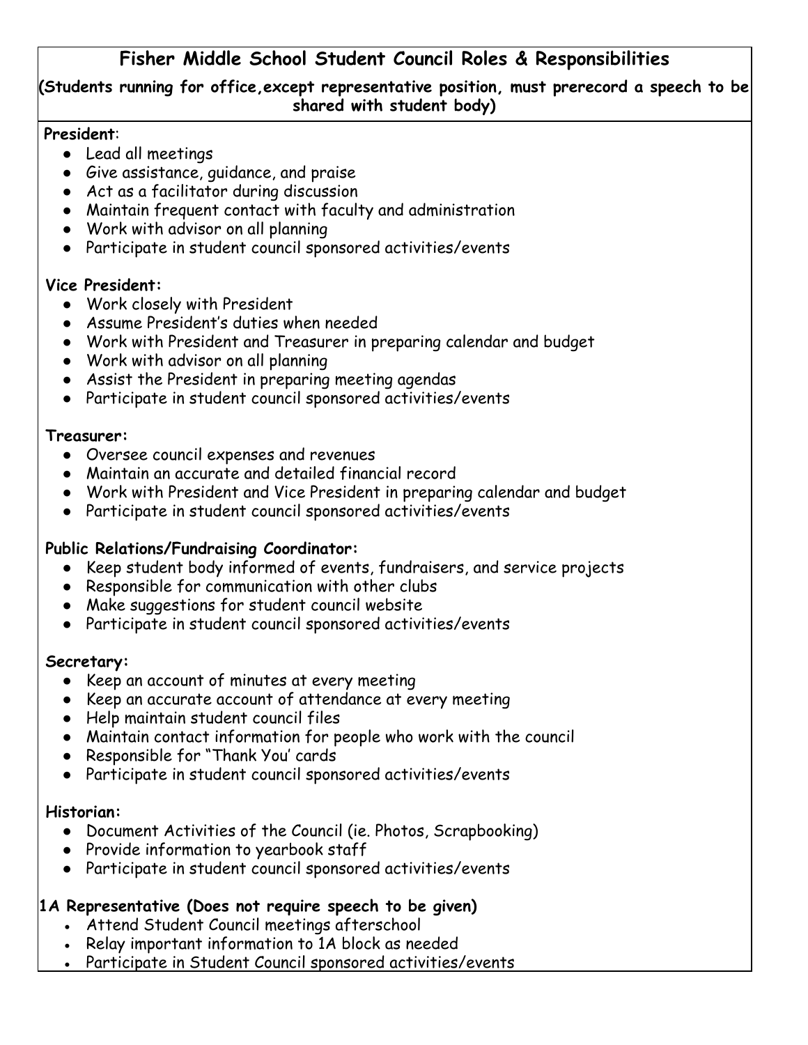# Fisher Middle School Student Council Roles & Responsibilities

**(Students running for office,except representative position, must prerecord a speech to be shared with student body)**

**President**:

- Lead all meetings
- Give assistance, guidance, and praise
- Act as a facilitator during discussion
- Maintain frequent contact with faculty and administration
- Work with advisor on all planning
- Participate in student council sponsored activities/events

**Vice President:**

- Work closely with President
- Assume President's duties when needed
- Work with President and Treasurer in preparing calendar and budget
- Work with advisor on all planning
- Assist the President in preparing meeting agendas
- Participate in student council sponsored activities/events

**Treasurer:**

- Oversee council expenses and revenues
- Maintain an accurate and detailed financial record
- Work with President and Vice President in preparing calendar and budget
- Participate in student council sponsored activities/events

**Public Relations/Fundraising Coordinator:**

- Keep student body informed of events, fundraisers, and service projects
- Responsible for communication with other clubs
- Make suggestions for student council website
- Participate in student council sponsored activities/events

**Secretary:**

- Keep an account of minutes at every meeting
- Keep an accurate account of attendance at every meeting
- Help maintain student council files
- Maintain contact information for people who work with the council
- Responsible for "Thank You' cards
- Participate in student council sponsored activities/events

**Historian:**

- Document Activities of the Council (ie. Photos, Scrapbooking)
- Provide information to yearbook staff
- Participate in student council sponsored activities/events

**1A Representative (Does not require speech to be given)**

- Attend Student Council meetings afterschool
- Relay important information to 1A block as needed
- Participate in Student Council sponsored activities/events